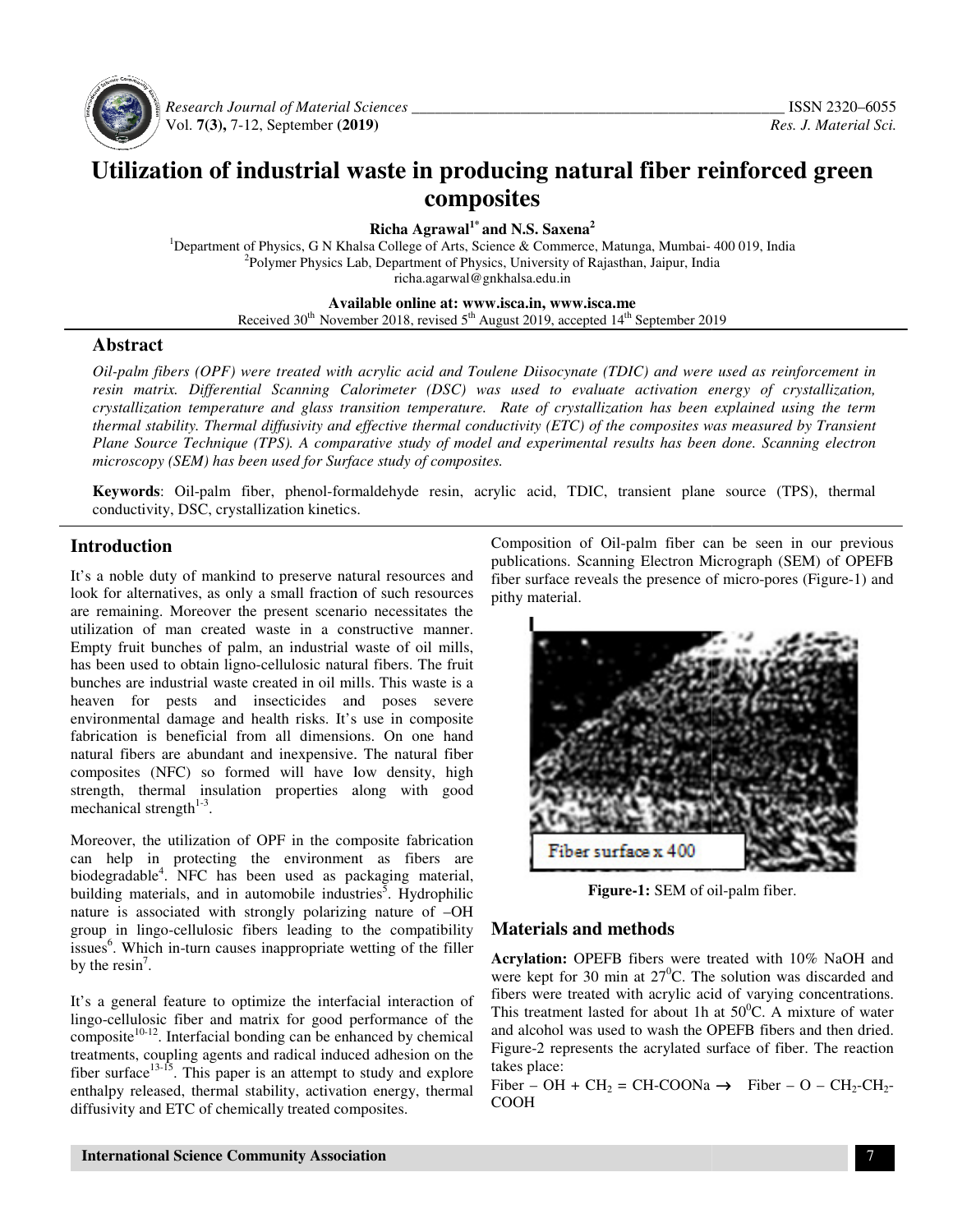# Utilization of industrial waste in producing natural fiber reinforced green composites

**Richa Agrawal[1*] and N.S. Saxena[2]**

[1]Department of Physics, G N Khalsa College of Arts, Science & Commerce, Matunga, Mumbai- 400 019, India
[2]Polymer Physics Lab, Department of Physics, University of Rajasthan, Jaipur, India
richa.agarwal@gnkhalsa.edu.in

**Available online at: www.isca.in, www.isca.me**
Received 30th November 2018, revised 5th August 2019, accepted 14th September 2019

## Abstract

*Oil-palm fibers (OPF) were treated with acrylic acid and Toulene Diisocynate (TDIC) and were used as reinforcement in resin matrix. Differential Scanning Calorimeter (DSC) was used to evaluate activation energy of crystallization, crystallization temperature and glass transition temperature. Rate of crystallization has been explained using the term thermal stability. Thermal diffusivity and effective thermal conductivity (ETC) of the composites was measured by Transient Plane Source Technique (TPS). A comparative study of model and experimental results has been done. Scanning electron microscopy (SEM) has been used for Surface study of composites.*

**Keywords**: Oil-palm fiber, phenol-formaldehyde resin, acrylic acid, TDIC, transient plane source (TPS), thermal conductivity, DSC, crystallization kinetics.

## Introduction

It's a noble duty of mankind to preserve natural resources and look for alternatives, as only a small fraction of such resources are remaining. Moreover the present scenario necessitates the utilization of man created waste in a constructive manner. Empty fruit bunches of palm, an industrial waste of oil mills, has been used to obtain ligno-cellulosic natural fibers. The fruit bunches are industrial waste created in oil mills. This waste is a heaven for pests and insecticides and poses severe environmental damage and health risks. It's use in composite fabrication is beneficial from all dimensions. On one hand natural fibers are abundant and inexpensive. The natural fiber composites (NFC) so formed will have low density, high strength, thermal insulation properties along with good mechanical strength[1-3].

Moreover, the utilization of OPF in the composite fabrication can help in protecting the environment as fibers are biodegradable[4]. NFC has been used as packaging material, building materials, and in automobile industries[5]. Hydrophilic nature is associated with strongly polarizing nature of –OH group in lingo-cellulosic fibers leading to the compatibility issues[6]. Which in-turn causes inappropriate wetting of the filler by the resin[7].

It's a general feature to optimize the interfacial interaction of lingo-cellulosic fiber and matrix for good performance of the composite[10-12]. Interfacial bonding can be enhanced by chemical treatments, coupling agents and radical induced adhesion on the fiber surface[13-15]. This paper is an attempt to study and explore enthalpy released, thermal stability, activation energy, thermal diffusivity and ETC of chemically treated composites.

Composition of Oil-palm fiber can be seen in our previous publications. Scanning Electron Micrograph (SEM) of OPEFB fiber surface reveals the presence of micro-pores (Figure-1) and pithy material.

**Figure-1:** SEM of oil-palm fiber.

## Materials and methods

**Acrylation:** OPEFB fibers were treated with 10% NaOH and were kept for 30 min at $27^0$C. The solution was discarded and fibers were treated with acrylic acid of varying concentrations. This treatment lasted for about 1h at $50^0$C. A mixture of water and alcohol was used to wash the OPEFB fibers and then dried. Figure-2 represents the acrylated surface of fiber. The reaction takes place:

$$\text{Fiber} - OH + CH_2 = CH\text{-}COONa \rightarrow \text{Fiber} - O - CH_2\text{-}CH_2\text{-}COOH$$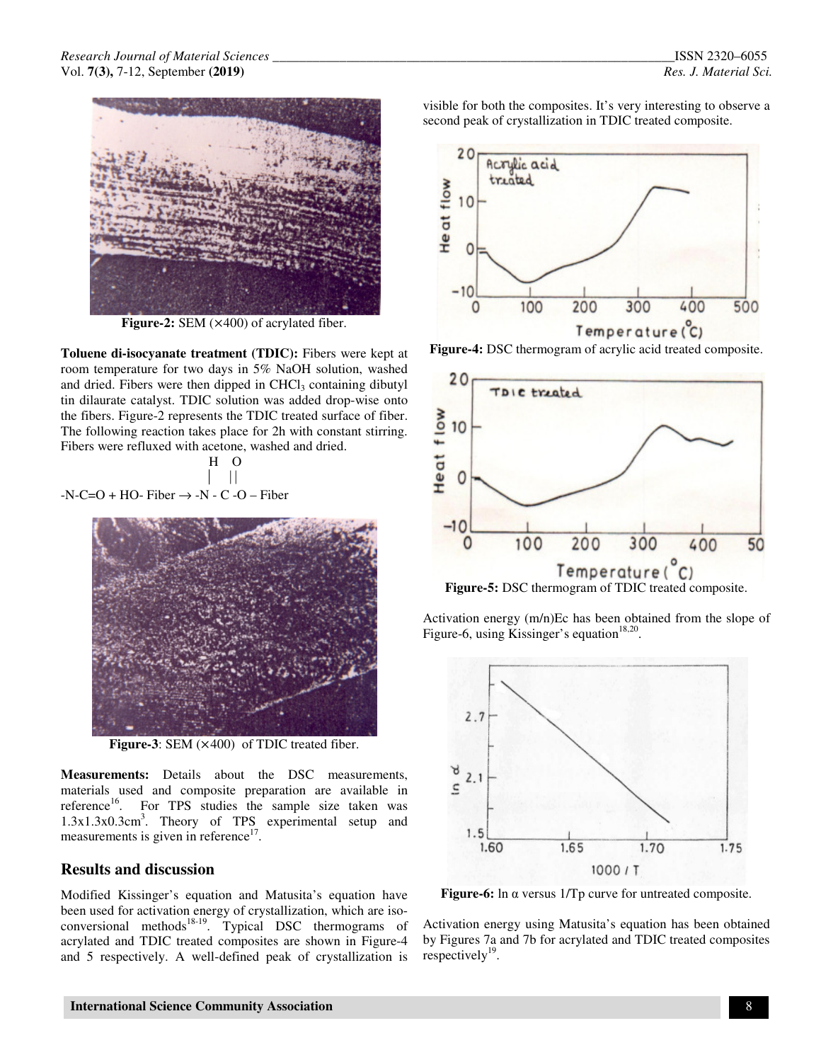Figure-2: SEM (×400) of acrylated fiber.

**Toluene di-isocyanate treatment (TDIC):** Fibers were kept at room temperature for two days in 5% NaOH solution, washed and dried. Fibers were then dipped in $CHCl_3$ containing dibutyl tin dilaurate catalyst. TDIC solution was added drop-wise onto the fibers. Figure-2 represents the TDIC treated surface of fiber. The following reaction takes place for 2h with constant stirring. Fibers were refluxed with acetone, washed and dried.

$$\text{-N-C=O} + \text{HO- Fiber} \rightarrow \text{-}\overset{\displaystyle H}{\overset{|}{N}}\text{ - }\overset{\displaystyle O}{\overset{||}{C}}\text{ -O – Fiber}$$

**Figure-3**: SEM (×400) of TDIC treated fiber.

**Measurements:** Details about the DSC measurements, materials used and composite preparation are available in reference[16]. For TPS studies the sample size taken was $1.3 \times 1.3 \times 0.3 cm^3$. Theory of TPS experimental setup and measurements is given in reference[17].

## Results and discussion

Modified Kissinger's equation and Matusita's equation have been used for activation energy of crystallization, which are iso-conversional methods[18-19]. Typical DSC thermograms of acrylated and TDIC treated composites are shown in Figure-4 and 5 respectively. A well-defined peak of crystallization is visible for both the composites. It's very interesting to observe a second peak of crystallization in TDIC treated composite.

**Figure-4:** DSC thermogram of acrylic acid treated composite.

**Figure-5:** DSC thermogram of TDIC treated composite.

Activation energy (m/n)Ec has been obtained from the slope of Figure-6, using Kissinger's equation[18,20].

**Figure-6:** ln α versus 1/Tp curve for untreated composite.

Activation energy using Matusita's equation has been obtained by Figures 7a and 7b for acrylated and TDIC treated composites respectively[19].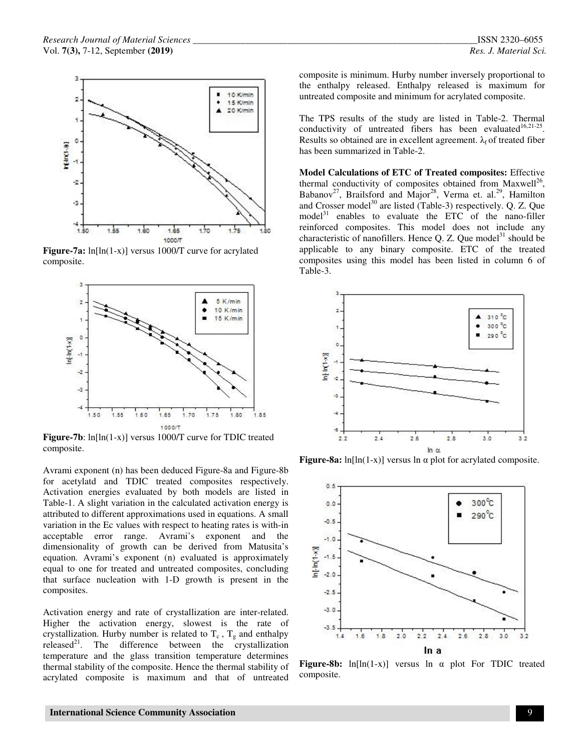**Figure-7a:** ln[ln(1-x)] versus 1000/T curve for acrylated composite.

**Figure-7b**: ln[ln(1-x)] versus 1000/T curve for TDIC treated composite.

Avrami exponent (n) has been deduced Figure-8a and Figure-8b for acetylatd and TDIC treated composites respectively. Activation energies evaluated by both models are listed in Table-1. A slight variation in the calculated activation energy is attributed to different approximations used in equations. A small variation in the Ec values with respect to heating rates is with-in acceptable error range. Avrami's exponent and the dimensionality of growth can be derived from Matusita's equation. Avrami's exponent (n) evaluated is approximately equal to one for treated and untreated composites, concluding that surface nucleation with 1-D growth is present in the composites.

Activation energy and rate of crystallization are inter-related. Higher the activation energy, slowest is the rate of crystallization. Hurby number is related to $T_c$ , $T_g$ and enthalpy released[21]. The difference between the crystallization temperature and the glass transition temperature determines thermal stability of the composite. Hence the thermal stability of acrylated composite is maximum and that of untreated composite is minimum. Hurby number inversely proportional to the enthalpy released. Enthalpy released is maximum for untreated composite and minimum for acrylated composite.

The TPS results of the study are listed in Table-2. Thermal conductivity of untreated fibers has been evaluated[16,21-25]. Results so obtained are in excellent agreement. $\lambda_f$ of treated fiber has been summarized in Table-2.

**Model Calculations of ETC of Treated composites:** Effective thermal conductivity of composites obtained from Maxwell[26], Babanov[27], Brailsford and Major[28], Verma et. al.[29], Hamilton and Crosser model[30] are listed (Table-3) respectively. Q. Z. Que model[31] enables to evaluate the ETC of the nano-filler reinforced composites. This model does not include any characteristic of nanofillers. Hence Q. Z. Que model[31] should be applicable to any binary composite. ETC of the treated composites using this model has been listed in column 6 of Table-3.

**Figure-8a:** ln[ln(1-x)] versus ln α plot for acrylated composite.

**Figure-8b:** ln[ln(1-x)] versus ln α plot For TDIC treated composite.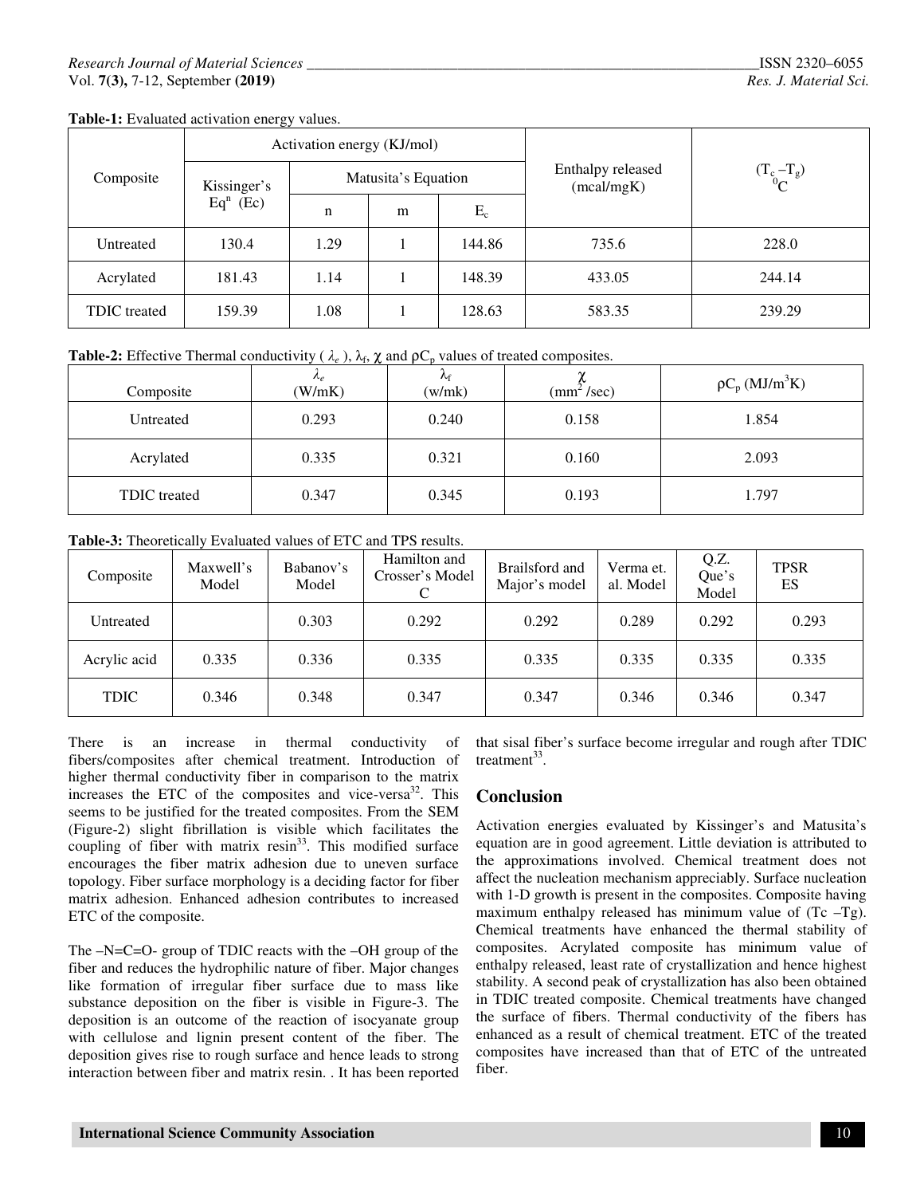**Table-1:** Evaluated activation energy values.

| Composite | Activation energy (KJ/mol) | | | | Enthalpy released (mcal/mgK) | $(T_c - T_g)$ $^0C$ |
|---|---|---|---|---|---|---|
| | Kissinger's Eq$^n$ (Ec) | Matusita's Equation | | | | |
| | | n | m | $E_c$ | | |
| Untreated | 130.4 | 1.29 | 1 | 144.86 | 735.6 | 228.0 |
| Acrylated | 181.43 | 1.14 | 1 | 148.39 | 433.05 | 244.14 |
| TDIC treated | 159.39 | 1.08 | 1 | 128.63 | 583.35 | 239.29 |

**Table-2:** Effective Thermal conductivity ( $\lambda_e$ ), $\lambda_f$, $\chi$ and $\rho C_p$ values of treated composites.

| Composite | $\lambda_e$ (W/mK) | $\lambda_f$ (w/mk) | $\chi$ ($mm^2$/sec) | $\rho C_p$ ($MJ/m^3K$) |
|---|---|---|---|---|
| Untreated | 0.293 | 0.240 | 0.158 | 1.854 |
| Acrylated | 0.335 | 0.321 | 0.160 | 2.093 |
| TDIC treated | 0.347 | 0.345 | 0.193 | 1.797 |

**Table-3:** Theoretically Evaluated values of ETC and TPS results.

| Composite | Maxwell's Model | Babanov's Model | Hamilton and Crosser's Model C | Brailsford and Major's model | Verma et. al. Model | Q.Z. Que's Model | TPSR ES |
|---|---|---|---|---|---|---|---|
| Untreated | | 0.303 | 0.292 | 0.292 | 0.289 | 0.292 | 0.293 |
| Acrylic acid | 0.335 | 0.336 | 0.335 | 0.335 | 0.335 | 0.335 | 0.335 |
| TDIC | 0.346 | 0.348 | 0.347 | 0.347 | 0.346 | 0.346 | 0.347 |

There is an increase in thermal conductivity of fibers/composites after chemical treatment. Introduction of higher thermal conductivity fiber in comparison to the matrix increases the ETC of the composites and vice-versa[32]. This seems to be justified for the treated composites. From the SEM (Figure-2) slight fibrillation is visible which facilitates the coupling of fiber with matrix resin[33]. This modified surface encourages the fiber matrix adhesion due to uneven surface topology. Fiber surface morphology is a deciding factor for fiber matrix adhesion. Enhanced adhesion contributes to increased ETC of the composite.

The –N=C=O- group of TDIC reacts with the –OH group of the fiber and reduces the hydrophilic nature of fiber. Major changes like formation of irregular fiber surface due to mass like substance deposition on the fiber is visible in Figure-3. The deposition is an outcome of the reaction of isocyanate group with cellulose and lignin present content of the fiber. The deposition gives rise to rough surface and hence leads to strong interaction between fiber and matrix resin. . It has been reported that sisal fiber's surface become irregular and rough after TDIC treatment[33].

## Conclusion

Activation energies evaluated by Kissinger's and Matusita's equation are in good agreement. Little deviation is attributed to the approximations involved. Chemical treatment does not affect the nucleation mechanism appreciably. Surface nucleation with 1-D growth is present in the composites. Composite having maximum enthalpy released has minimum value of (Tc –Tg). Chemical treatments have enhanced the thermal stability of composites. Acrylated composite has minimum value of enthalpy released, least rate of crystallization and hence highest stability. A second peak of crystallization has also been obtained in TDIC treated composite. Chemical treatments have changed the surface of fibers. Thermal conductivity of the fibers has enhanced as a result of chemical treatment. ETC of the treated composites have increased than that of ETC of the untreated fiber.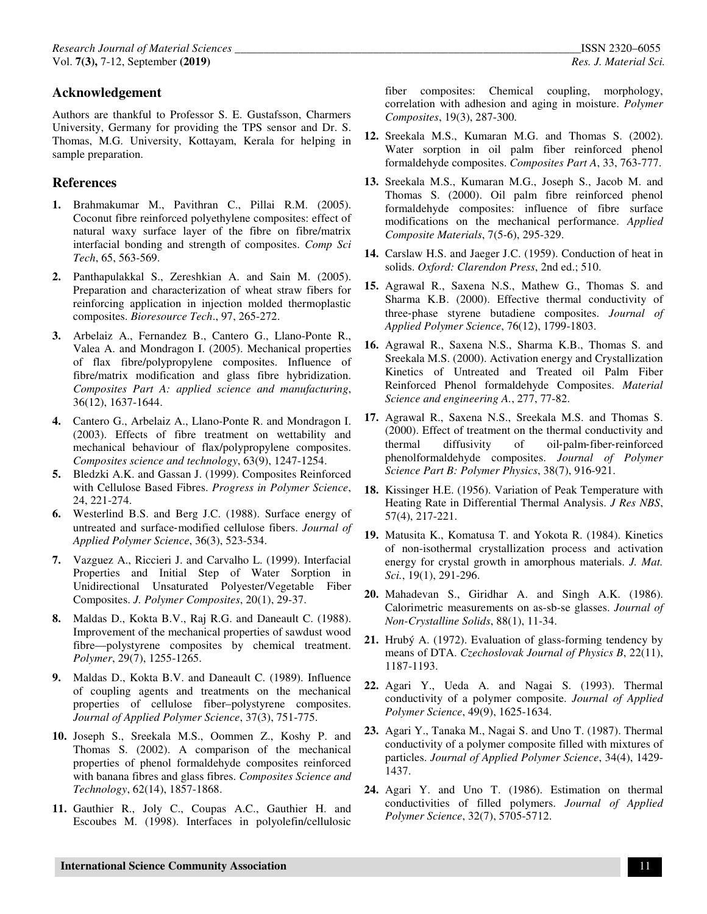## Acknowledgement

Authors are thankful to Professor S. E. Gustafsson, Charmers University, Germany for providing the TPS sensor and Dr. S. Thomas, M.G. University, Kottayam, Kerala for helping in sample preparation.

## References

1. Brahmakumar M., Pavithran C., Pillai R.M. (2005). Coconut fibre reinforced polyethylene composites: effect of natural waxy surface layer of the fibre on fibre/matrix interfacial bonding and strength of composites. *Comp Sci Tech*, 65, 563-569.
2. Panthapulakkal S., Zereshkian A. and Sain M. (2005). Preparation and characterization of wheat straw fibers for reinforcing application in injection molded thermoplastic composites. *Bioresource Tech*., 97, 265-272.
3. Arbelaiz A., Fernandez B., Cantero G., Llano-Ponte R., Valea A. and Mondragon I. (2005). Mechanical properties of flax fibre/polypropylene composites. Influence of fibre/matrix modification and glass fibre hybridization. *Composites Part A: applied science and manufacturing*, 36(12), 1637-1644.
4. Cantero G., Arbelaiz A., Llano-Ponte R. and Mondragon I. (2003). Effects of fibre treatment on wettability and mechanical behaviour of flax/polypropylene composites. *Composites science and technology*, 63(9), 1247-1254.
5. Bledzki A.K. and Gassan J. (1999). Composites Reinforced with Cellulose Based Fibres. *Progress in Polymer Science*, 24, 221-274.
6. Westerlind B.S. and Berg J.C. (1988). Surface energy of untreated and surface‐modified cellulose fibers. *Journal of Applied Polymer Science*, 36(3), 523-534.
7. Vazguez A., Riccieri J. and Carvalho L. (1999). Interfacial Properties and Initial Step of Water Sorption in Unidirectional Unsaturated Polyester/Vegetable Fiber Composites. *J. Polymer Composites*, 20(1), 29-37.
8. Maldas D., Kokta B.V., Raj R.G. and Daneault C. (1988). Improvement of the mechanical properties of sawdust wood fibre—polystyrene composites by chemical treatment. *Polymer*, 29(7), 1255-1265.
9. Maldas D., Kokta B.V. and Daneault C. (1989). Influence of coupling agents and treatments on the mechanical properties of cellulose fiber–polystyrene composites. *Journal of Applied Polymer Science*, 37(3), 751-775.
10. Joseph S., Sreekala M.S., Oommen Z., Koshy P. and Thomas S. (2002). A comparison of the mechanical properties of phenol formaldehyde composites reinforced with banana fibres and glass fibres. *Composites Science and Technology*, 62(14), 1857-1868.
11. Gauthier R., Joly C., Coupas A.C., Gauthier H. and Escoubes M. (1998). Interfaces in polyolefin/cellulosic fiber composites: Chemical coupling, morphology, correlation with adhesion and aging in moisture. *Polymer Composites*, 19(3), 287-300.
12. Sreekala M.S., Kumaran M.G. and Thomas S. (2002). Water sorption in oil palm fiber reinforced phenol formaldehyde composites. *Composites Part A*, 33, 763-777.
13. Sreekala M.S., Kumaran M.G., Joseph S., Jacob M. and Thomas S. (2000). Oil palm fibre reinforced phenol formaldehyde composites: influence of fibre surface modifications on the mechanical performance. *Applied Composite Materials*, 7(5-6), 295-329.
14. Carslaw H.S. and Jaeger J.C. (1959). Conduction of heat in solids. *Oxford: Clarendon Press*, 2nd ed.; 510.
15. Agrawal R., Saxena N.S., Mathew G., Thomas S. and Sharma K.B. (2000). Effective thermal conductivity of three-phase styrene butadiene composites. *Journal of Applied Polymer Science*, 76(12), 1799-1803.
16. Agrawal R., Saxena N.S., Sharma K.B., Thomas S. and Sreekala M.S. (2000). Activation energy and Crystallization Kinetics of Untreated and Treated oil Palm Fiber Reinforced Phenol formaldehyde Composites. *Material Science and engineering A.*, 277, 77-82.
17. Agrawal R., Saxena N.S., Sreekala M.S. and Thomas S. (2000). Effect of treatment on the thermal conductivity and thermal diffusivity of oil-palm-fiber-reinforced phenolformaldehyde composites. *Journal of Polymer Science Part B: Polymer Physics*, 38(7), 916-921.
18. Kissinger H.E. (1956). Variation of Peak Temperature with Heating Rate in Differential Thermal Analysis. *J Res NBS*, 57(4), 217-221.
19. Matusita K., Komatusa T. and Yokota R. (1984). Kinetics of non-isothermal crystallization process and activation energy for crystal growth in amorphous materials. *J. Mat. Sci.*, 19(1), 291-296.
20. Mahadevan S., Giridhar A. and Singh A.K. (1986). Calorimetric measurements on as-sb-se glasses. *Journal of Non-Crystalline Solids*, 88(1), 11-34.
21. Hrubý A. (1972). Evaluation of glass-forming tendency by means of DTA. *Czechoslovak Journal of Physics B*, 22(11), 1187-1193.
22. Agari Y., Ueda A. and Nagai S. (1993). Thermal conductivity of a polymer composite. *Journal of Applied Polymer Science*, 49(9), 1625-1634.
23. Agari Y., Tanaka M., Nagai S. and Uno T. (1987). Thermal conductivity of a polymer composite filled with mixtures of particles. *Journal of Applied Polymer Science*, 34(4), 1429-1437.
24. Agari Y. and Uno T. (1986). Estimation on thermal conductivities of filled polymers. *Journal of Applied Polymer Science*, 32(7), 5705-5712.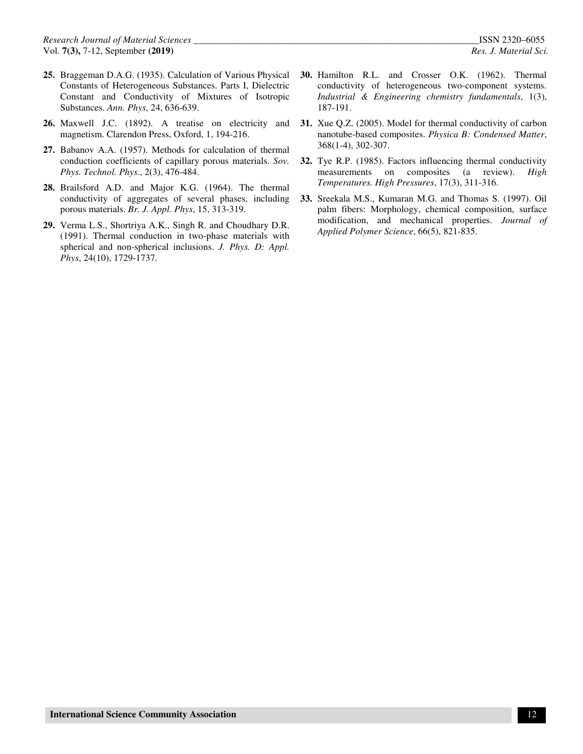25. Braggeman D.A.G. (1935). Calculation of Various Physical Constants of Heterogeneous Substances. Parts I, Dielectric Constant and Conductivity of Mixtures of Isotropic Substances. *Ann. Phys*, 24, 636-639.

26. Maxwell J.C. (1892). A treatise on electricity and magnetism. Clarendon Press, Oxford, 1, 194-216.

27. Babanov A.A. (1957). Methods for calculation of thermal conduction coefficients of capillary porous materials. *Sov. Phys. Technol. Phys*., 2(3), 476-484.

28. Brailsford A.D. and Major K.G. (1964). The thermal conductivity of aggregates of several phases, including porous materials. *Br. J. Appl. Phys*, 15, 313-319.

29. Verma L.S., Shortriya A.K., Singh R. and Choudhary D.R. (1991). Thermal conduction in two-phase materials with spherical and non-spherical inclusions. *J. Phys. D: Appl. Phys*, 24(10), 1729-1737.

30. Hamilton R.L. and Crosser O.K. (1962). Thermal conductivity of heterogeneous two-component systems. *Industrial & Engineering chemistry fundamentals*, 1(3), 187-191.

31. Xue Q.Z. (2005). Model for thermal conductivity of carbon nanotube-based composites. *Physica B: Condensed Matter*, 368(1-4), 302-307.

32. Tye R.P. (1985). Factors influencing thermal conductivity measurements on composites (a review). *High Temperatures. High Pressures*, 17(3), 311-316.

33. Sreekala M.S., Kumaran M.G. and Thomas S. (1997). Oil palm fibers: Morphology, chemical composition, surface modification, and mechanical properties. *Journal of Applied Polymer Science*, 66(5), 821-835.